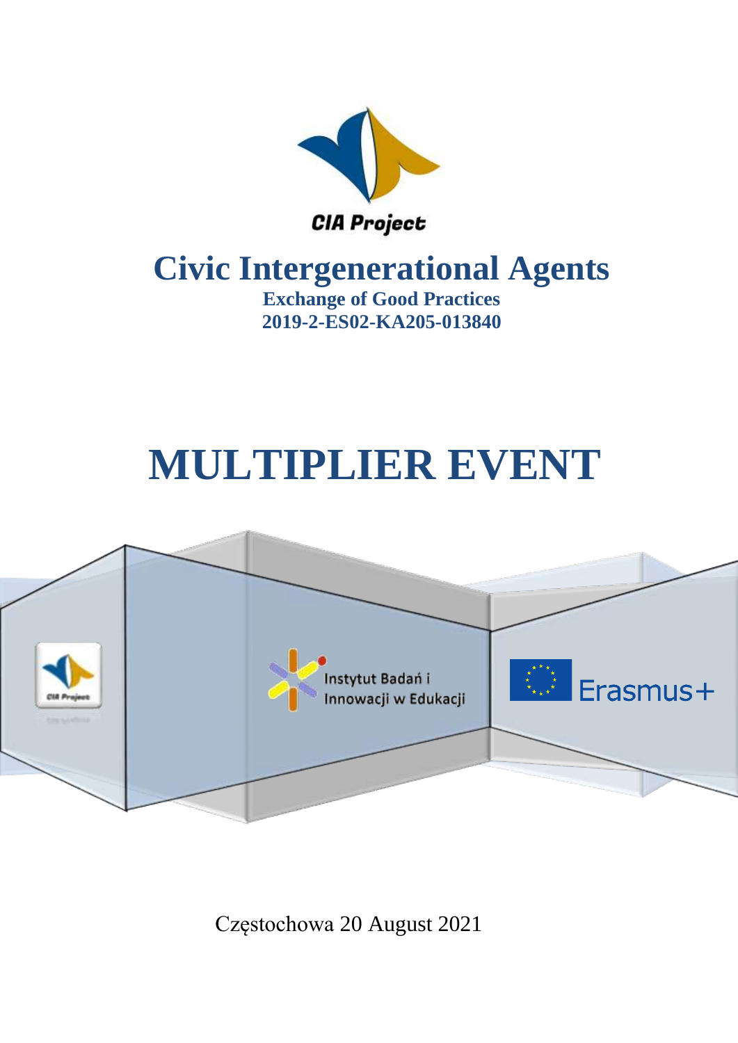CIA Project

# Civic Intergenerational Agents

**Exchange of Good Practices**

**2019-2-ES02-KA205-013840**

# MULTIPLIER EVENT

Instytut Badań i Innowacji w Edukacji

Erasmus+

Częstochowa 20 August 2021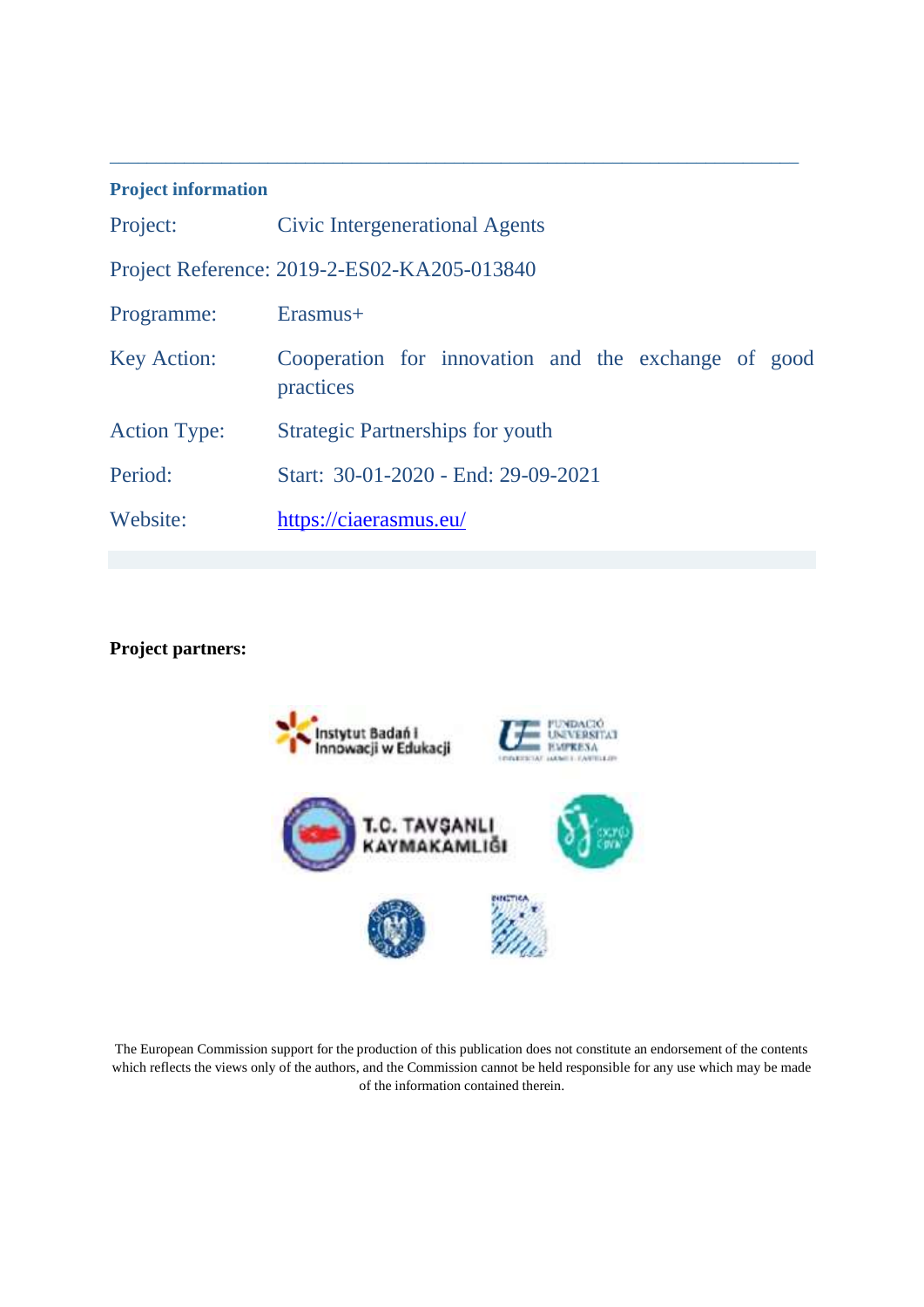**Project information**

| | |
|---|---|
| Project: | Civic Intergenerational Agents |
| Project Reference: | 2019-2-ES02-KA205-013840 |
| Programme: | Erasmus+ |
| Key Action: | Cooperation for innovation and the exchange of good practices |
| Action Type: | Strategic Partnerships for youth |
| Period: | Start: 30-01-2020 - End: 29-09-2021 |
| Website: | https://ciaerasmus.eu/ |

**Project partners:**

Instytut Badań i Innowacji w Edukacji

Fundació Universitat Empresa

T.C. Tavşanli Kaymakamliği

The European Commission support for the production of this publication does not constitute an endorsement of the contents which reflects the views only of the authors, and the Commission cannot be held responsible for any use which may be made of the information contained therein.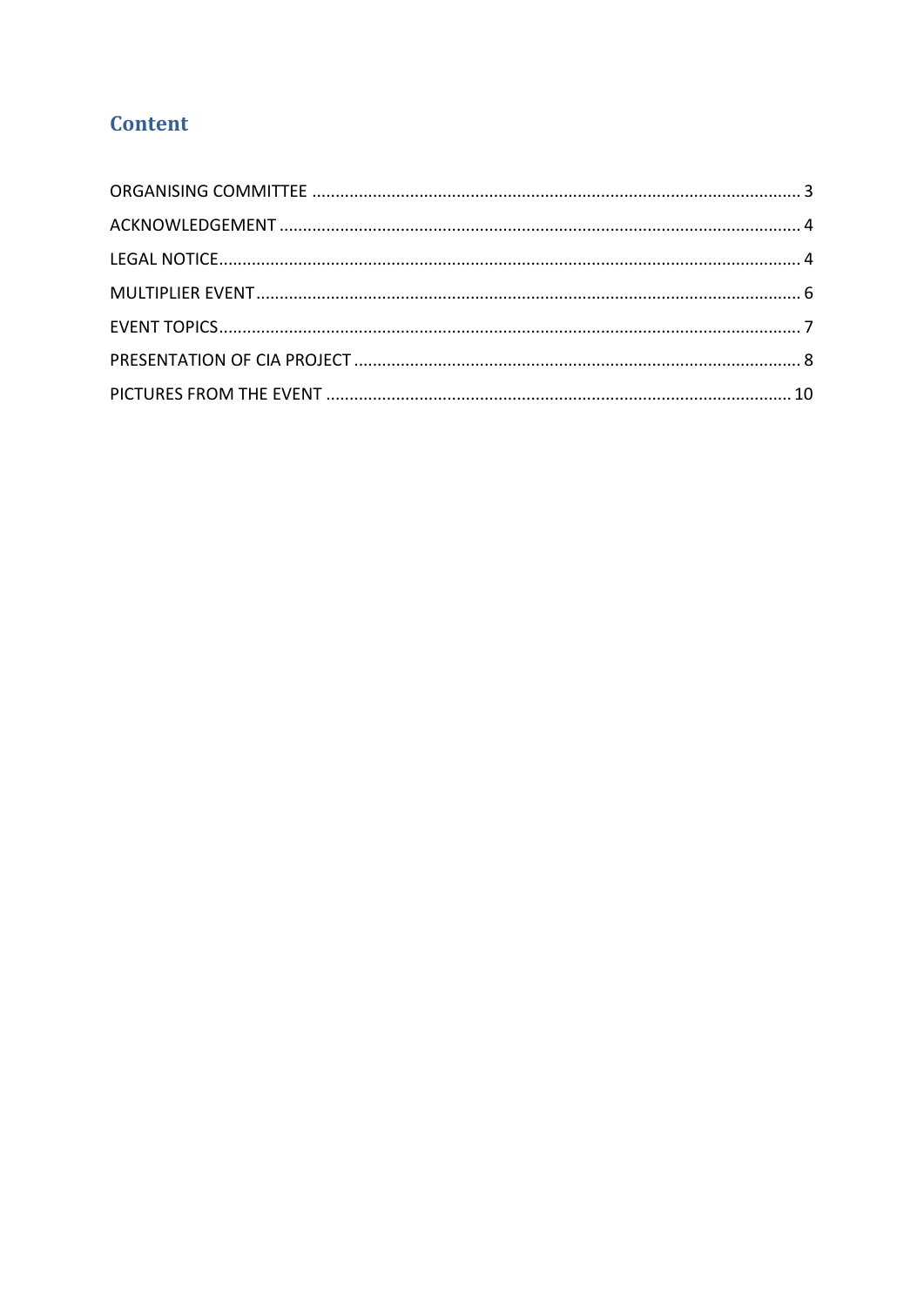## Content

ORGANISING COMMITTEE ........................................................................................................ 3
ACKNOWLEDGEMENT ............................................................................................................ 4
LEGAL NOTICE ........................................................................................................................ 4
MULTIPLIER EVENT ................................................................................................................ 6
EVENT TOPICS ........................................................................................................................ 7
PRESENTATION OF CIA PROJECT ........................................................................................... 8
PICTURES FROM THE EVENT ................................................................................................ 10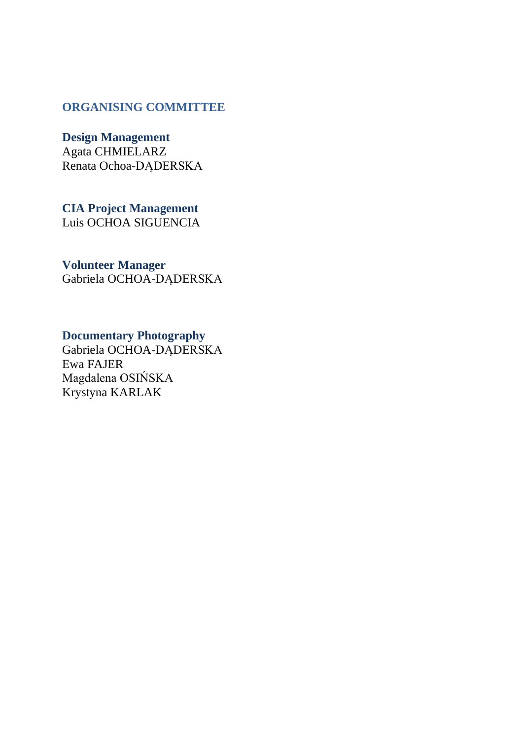## ORGANISING COMMITTEE

### Design Management

Agata CHMIELARZ
Renata Ochoa-DĄDERSKA

### CIA Project Management

Luis OCHOA SIGUENCIA

### Volunteer Manager

Gabriela OCHOA-DĄDERSKA

### Documentary Photography

Gabriela OCHOA-DĄDERSKA
Ewa FAJER
Magdalena OSIŃSKA
Krystyna KARLAK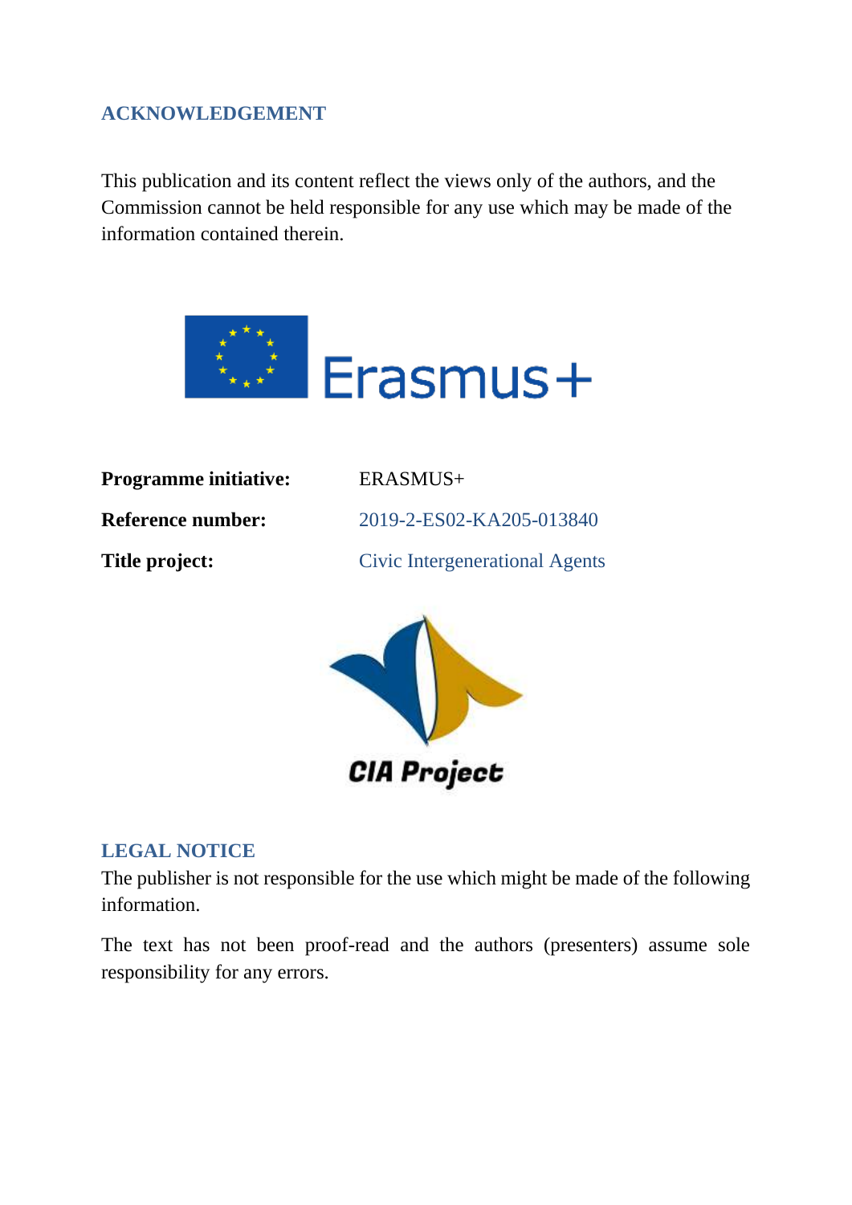## ACKNOWLEDGEMENT

This publication and its content reflect the views only of the authors, and the Commission cannot be held responsible for any use which may be made of the information contained therein.

Erasmus+

| | |
|---|---|
| **Programme initiative:** | ERASMUS+ |
| **Reference number:** | 2019-2-ES02-KA205-013840 |
| **Title project:** | Civic Intergenerational Agents |

CIA Project

## LEGAL NOTICE

The publisher is not responsible for the use which might be made of the following information.

The text has not been proof-read and the authors (presenters) assume sole responsibility for any errors.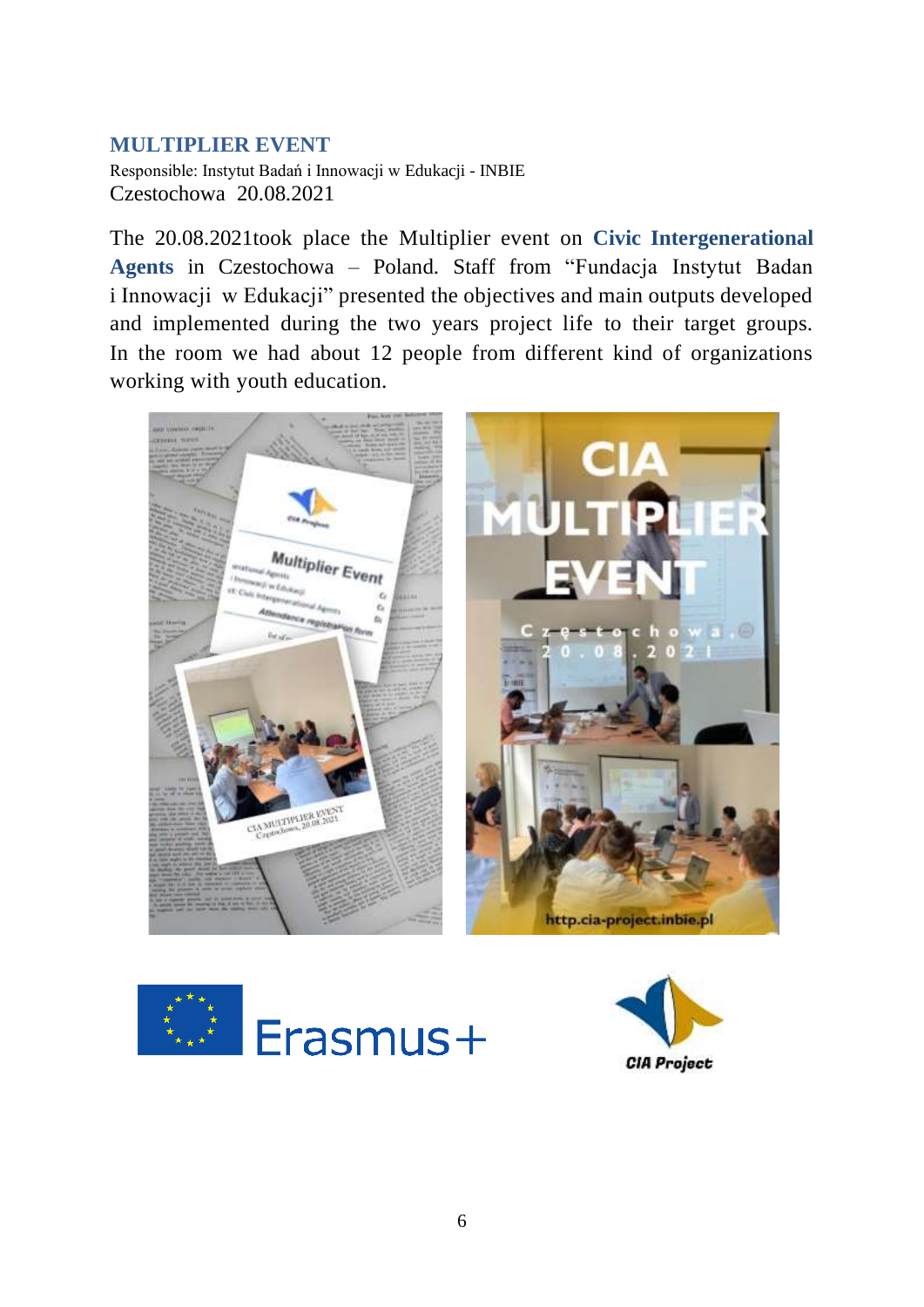## MULTIPLIER EVENT

Responsible: Instytut Badań i Innowacji w Edukacji - INBIE
Czestochowa 20.08.2021

The 20.08.2021took place the Multiplier event on **Civic Intergenerational Agents** in Czestochowa – Poland. Staff from "Fundacja Instytut Badan i Innowacji w Edukacji" presented the objectives and main outputs developed and implemented during the two years project life to their target groups. In the room we had about 12 people from different kind of organizations working with youth education.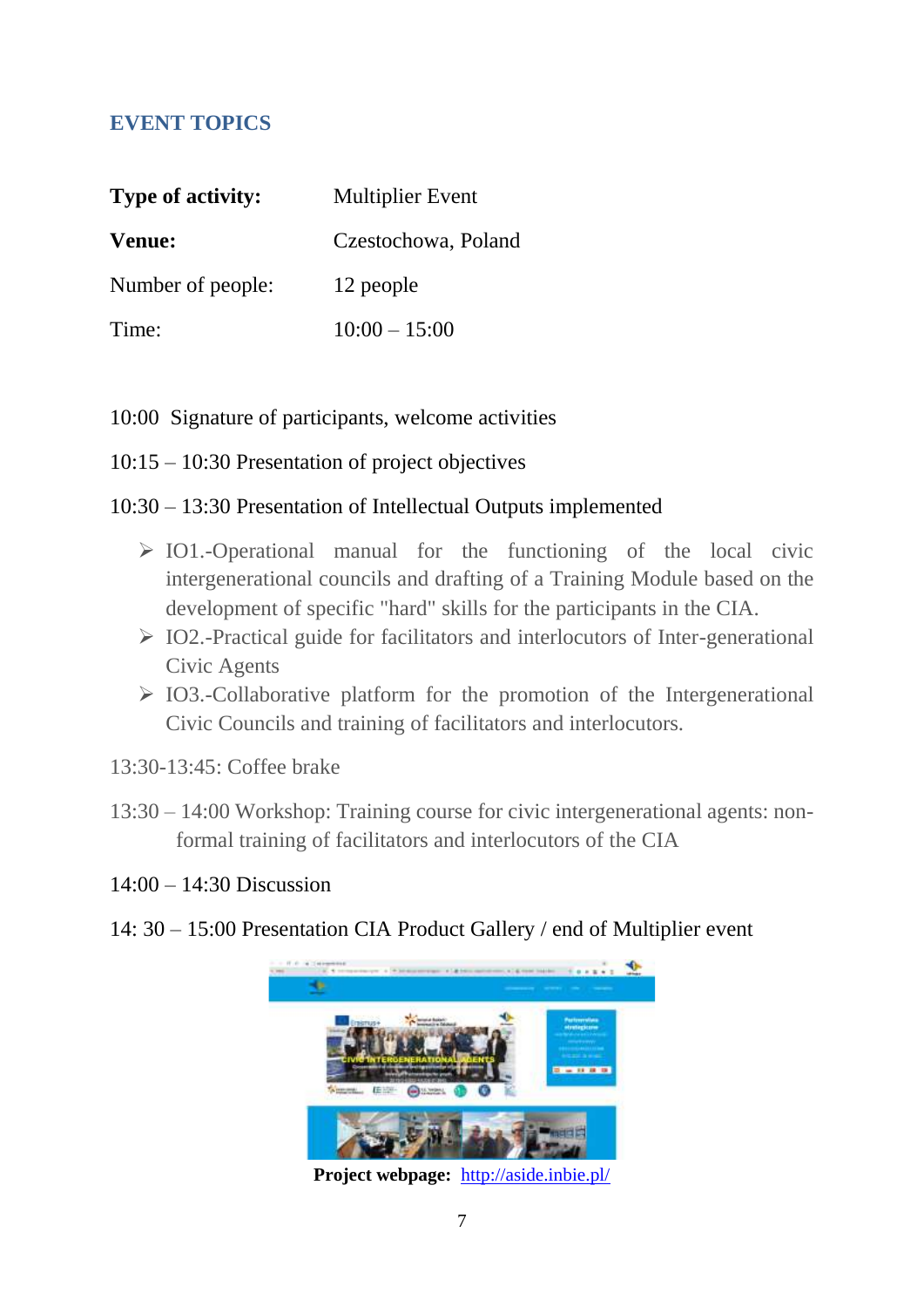## EVENT TOPICS

| **Type of activity:** | Multiplier Event |
|---|---|
| **Venue:** | Czestochowa, Poland |
| Number of people: | 12 people |
| Time: | 10:00 – 15:00 |

10:00  Signature of participants, welcome activities

10:15 – 10:30 Presentation of project objectives

10:30 – 13:30 Presentation of Intellectual Outputs implemented

- IO1.-Operational manual for the functioning of the local civic intergenerational councils and drafting of a Training Module based on the development of specific "hard" skills for the participants in the CIA.
- IO2.-Practical guide for facilitators and interlocutors of Inter-generational Civic Agents
- IO3.-Collaborative platform for the promotion of the Intergenerational Civic Councils and training of facilitators and interlocutors.

13:30-13:45: Coffee brake

13:30 – 14:00 Workshop: Training course for civic intergenerational agents: non-formal training of facilitators and interlocutors of the CIA

14:00 – 14:30 Discussion

14: 30 – 15:00 Presentation CIA Product Gallery / end of Multiplier event

**Project webpage:** http://aside.inbie.pl/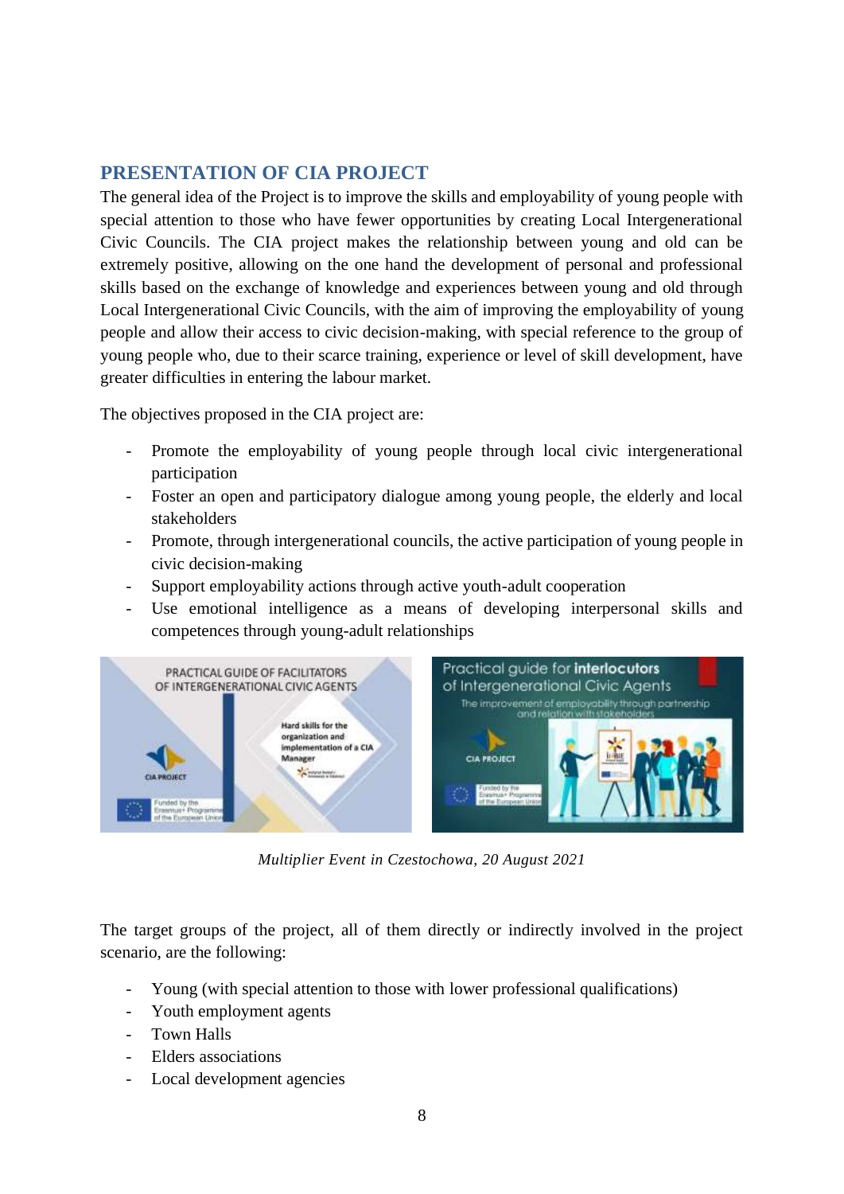## PRESENTATION OF CIA PROJECT

The general idea of the Project is to improve the skills and employability of young people with special attention to those who have fewer opportunities by creating Local Intergenerational Civic Councils. The CIA project makes the relationship between young and old can be extremely positive, allowing on the one hand the development of personal and professional skills based on the exchange of knowledge and experiences between young and old through Local Intergenerational Civic Councils, with the aim of improving the employability of young people and allow their access to civic decision-making, with special reference to the group of young people who, due to their scarce training, experience or level of skill development, have greater difficulties in entering the labour market.

The objectives proposed in the CIA project are:

- Promote the employability of young people through local civic intergenerational participation
- Foster an open and participatory dialogue among young people, the elderly and local stakeholders
- Promote, through intergenerational councils, the active participation of young people in civic decision-making
- Support employability actions through active youth-adult cooperation
- Use emotional intelligence as a means of developing interpersonal skills and competences through young-adult relationships

*Multiplier Event in Czestochowa, 20 August 2021*

The target groups of the project, all of them directly or indirectly involved in the project scenario, are the following:

- Young (with special attention to those with lower professional qualifications)
- Youth employment agents
- Town Halls
- Elders associations
- Local development agencies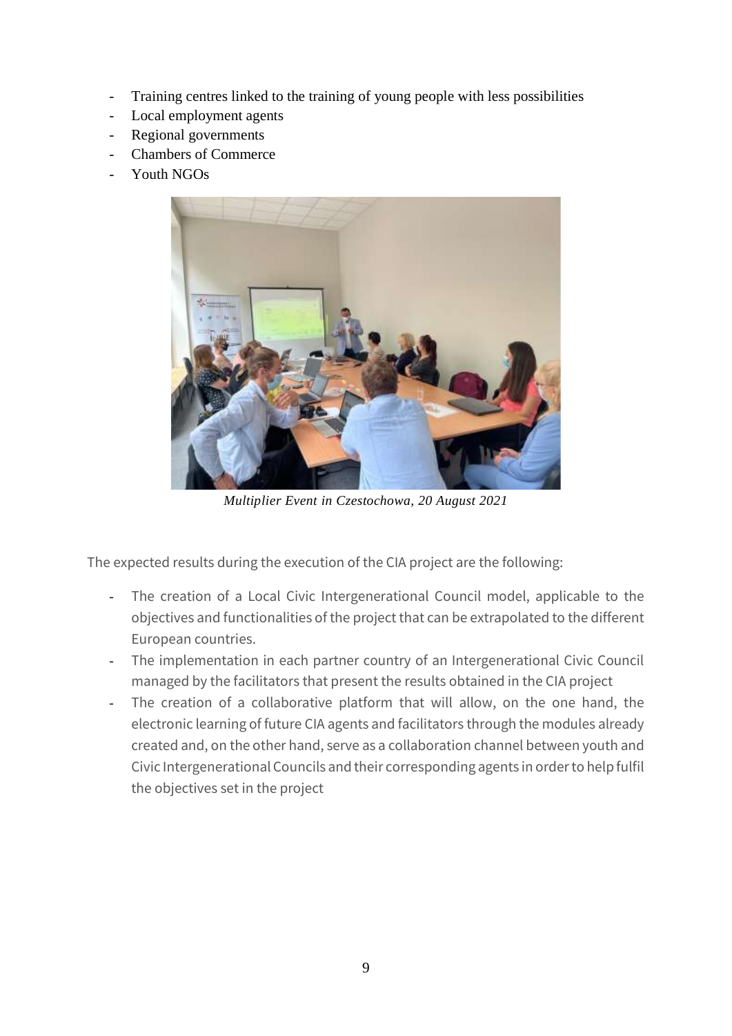- Training centres linked to the training of young people with less possibilities
- Local employment agents
- Regional governments
- Chambers of Commerce
- Youth NGOs

*Multiplier Event in Czestochowa, 20 August 2021*

The expected results during the execution of the CIA project are the following:

- The creation of a Local Civic Intergenerational Council model, applicable to the objectives and functionalities of the project that can be extrapolated to the different European countries.
- The implementation in each partner country of an Intergenerational Civic Council managed by the facilitators that present the results obtained in the CIA project
- The creation of a collaborative platform that will allow, on the one hand, the electronic learning of future CIA agents and facilitators through the modules already created and, on the other hand, serve as a collaboration channel between youth and Civic Intergenerational Councils and their corresponding agents in order to help fulfil the objectives set in the project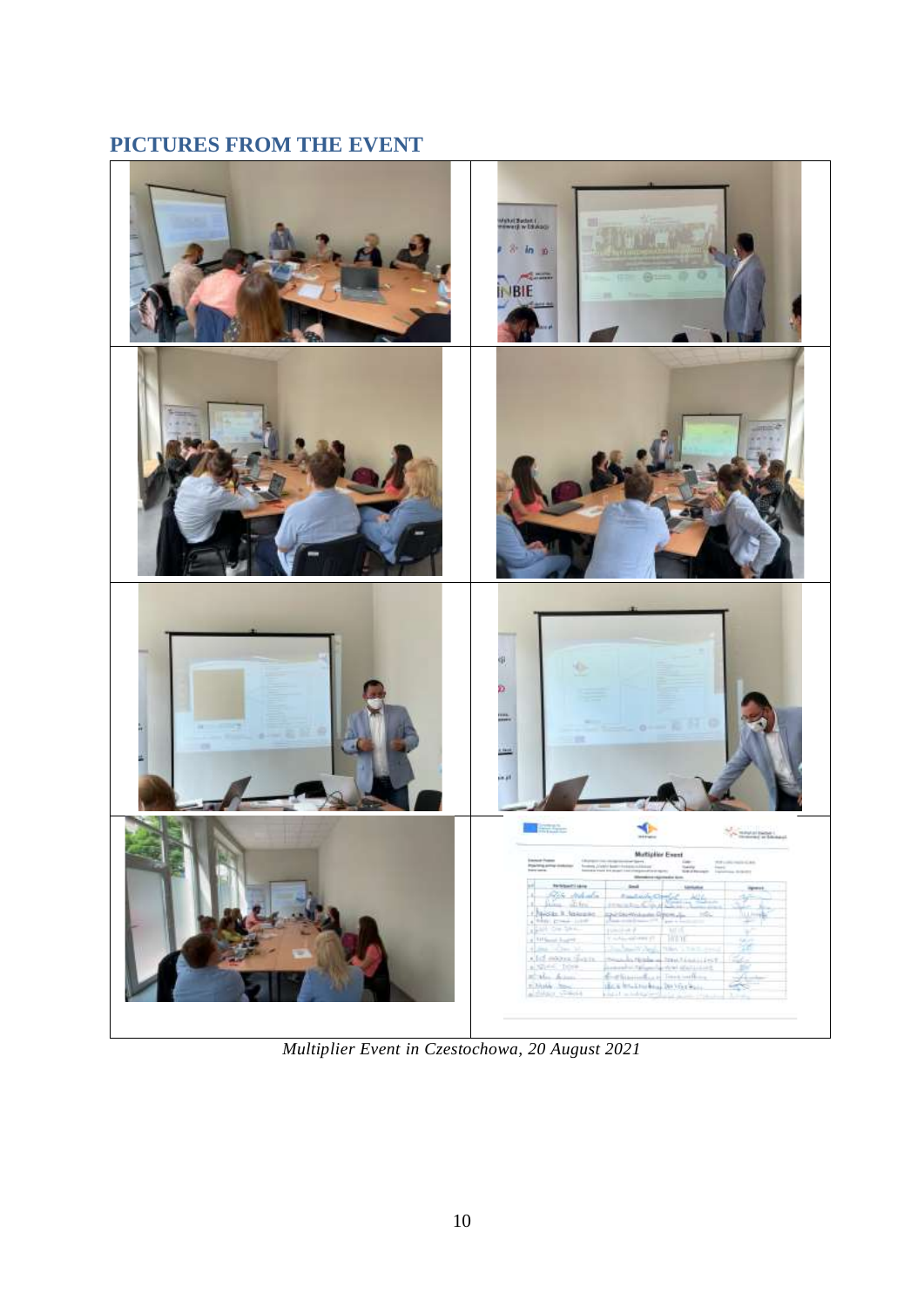## PICTURES FROM THE EVENT

*Multiplier Event in Czestochowa, 20 August 2021*